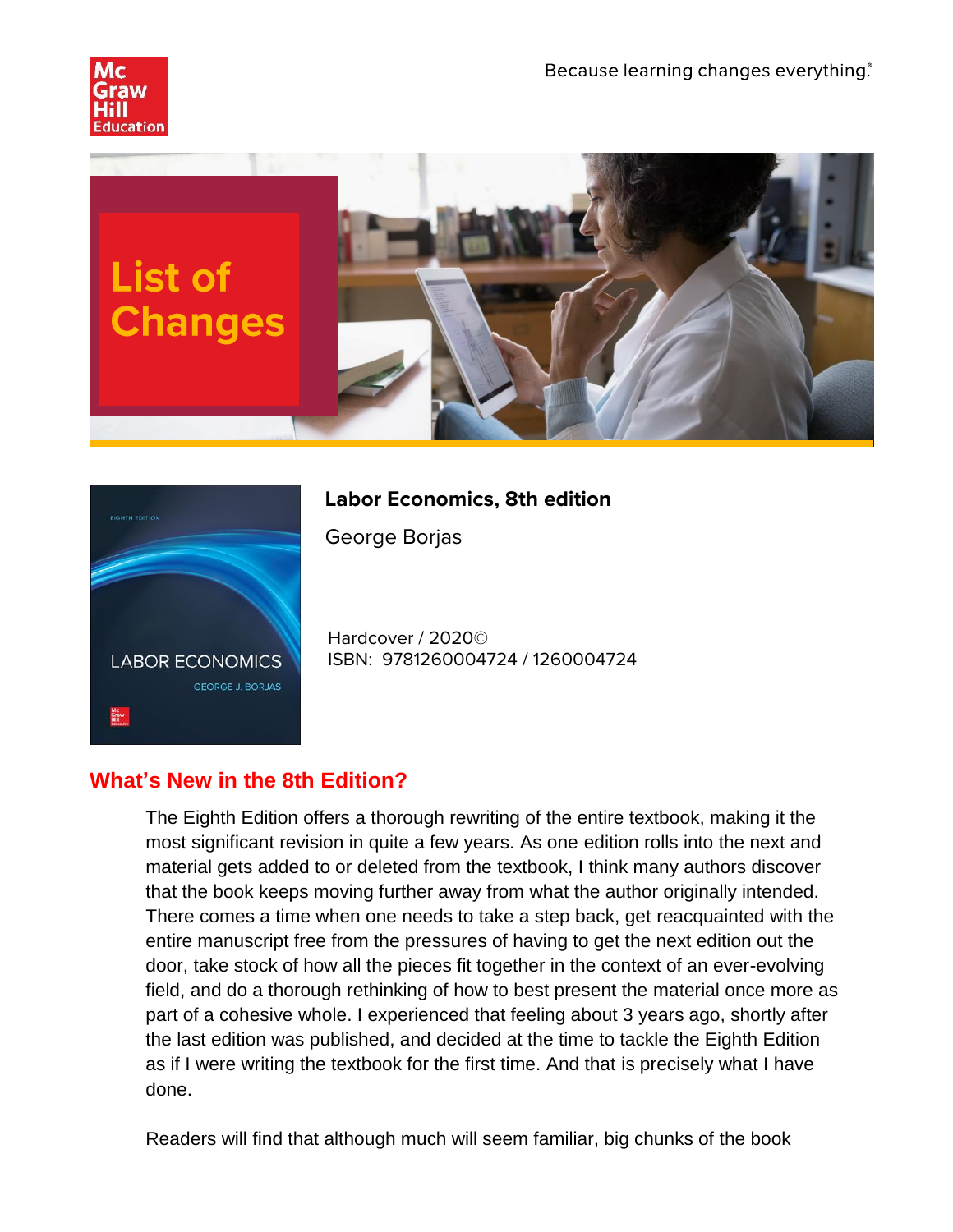Because learning changes everything.®

# List of Changes

**Labor Economics, 8th edition**

George Borjas

Hardcover / 2020©
ISBN: 9781260004724 / 1260004724

## What's New in the 8th Edition?

The Eighth Edition offers a thorough rewriting of the entire textbook, making it the most significant revision in quite a few years. As one edition rolls into the next and material gets added to or deleted from the textbook, I think many authors discover that the book keeps moving further away from what the author originally intended. There comes a time when one needs to take a step back, get reacquainted with the entire manuscript free from the pressures of having to get the next edition out the door, take stock of how all the pieces fit together in the context of an ever-evolving field, and do a thorough rethinking of how to best present the material once more as part of a cohesive whole. I experienced that feeling about 3 years ago, shortly after the last edition was published, and decided at the time to tackle the Eighth Edition as if I were writing the textbook for the first time. And that is precisely what I have done.

Readers will find that although much will seem familiar, big chunks of the book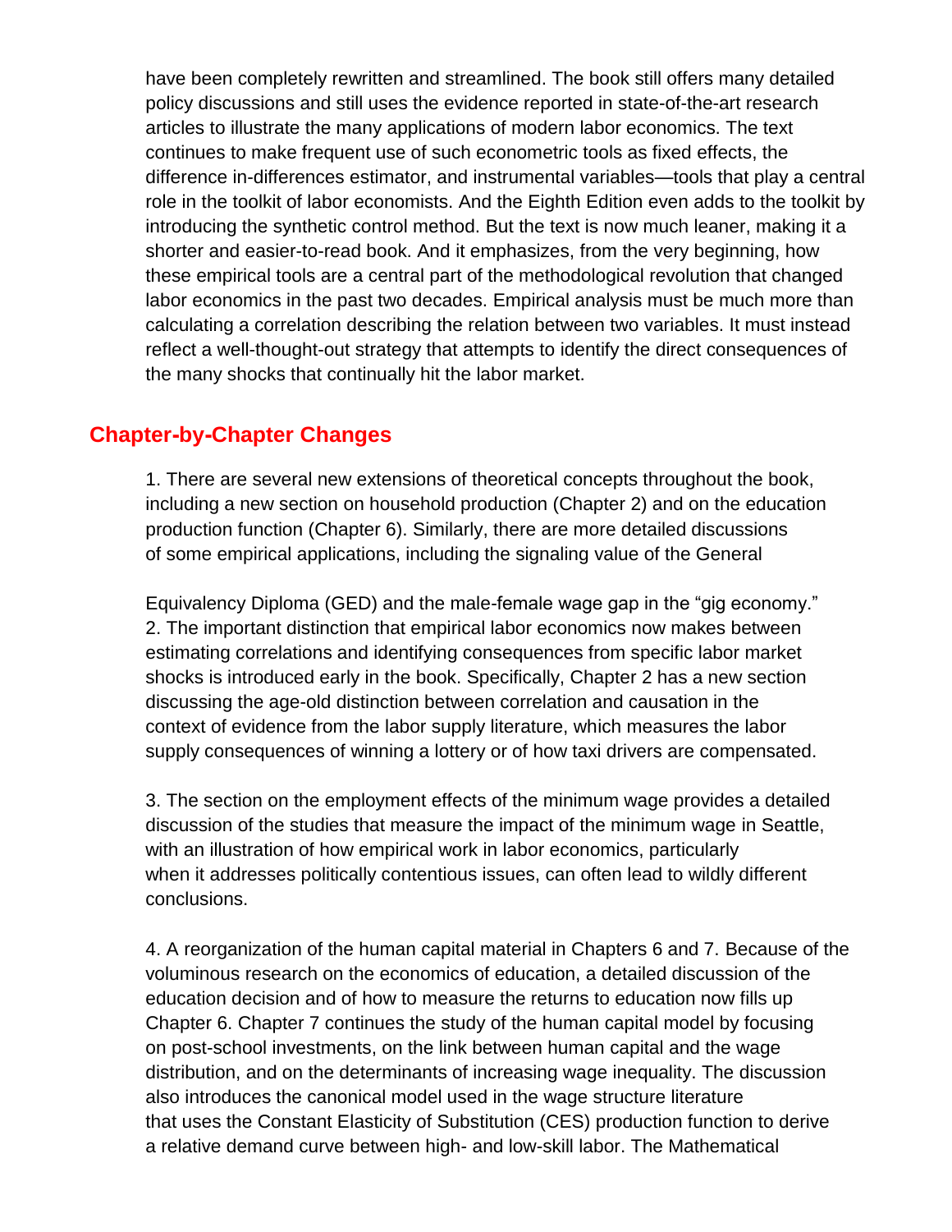have been completely rewritten and streamlined. The book still offers many detailed policy discussions and still uses the evidence reported in state-of-the-art research articles to illustrate the many applications of modern labor economics. The text continues to make frequent use of such econometric tools as fixed effects, the difference in-differences estimator, and instrumental variables—tools that play a central role in the toolkit of labor economists. And the Eighth Edition even adds to the toolkit by introducing the synthetic control method. But the text is now much leaner, making it a shorter and easier-to-read book. And it emphasizes, from the very beginning, how these empirical tools are a central part of the methodological revolution that changed labor economics in the past two decades. Empirical analysis must be much more than calculating a correlation describing the relation between two variables. It must instead reflect a well-thought-out strategy that attempts to identify the direct consequences of the many shocks that continually hit the labor market.

## Chapter-by-Chapter Changes

1. There are several new extensions of theoretical concepts throughout the book, including a new section on household production (Chapter 2) and on the education production function (Chapter 6). Similarly, there are more detailed discussions of some empirical applications, including the signaling value of the General Equivalency Diploma (GED) and the male-female wage gap in the "gig economy."

2. The important distinction that empirical labor economics now makes between estimating correlations and identifying consequences from specific labor market shocks is introduced early in the book. Specifically, Chapter 2 has a new section discussing the age-old distinction between correlation and causation in the context of evidence from the labor supply literature, which measures the labor supply consequences of winning a lottery or of how taxi drivers are compensated.

3. The section on the employment effects of the minimum wage provides a detailed discussion of the studies that measure the impact of the minimum wage in Seattle, with an illustration of how empirical work in labor economics, particularly when it addresses politically contentious issues, can often lead to wildly different conclusions.

4. A reorganization of the human capital material in Chapters 6 and 7. Because of the voluminous research on the economics of education, a detailed discussion of the education decision and of how to measure the returns to education now fills up Chapter 6. Chapter 7 continues the study of the human capital model by focusing on post-school investments, on the link between human capital and the wage distribution, and on the determinants of increasing wage inequality. The discussion also introduces the canonical model used in the wage structure literature that uses the Constant Elasticity of Substitution (CES) production function to derive a relative demand curve between high- and low-skill labor. The Mathematical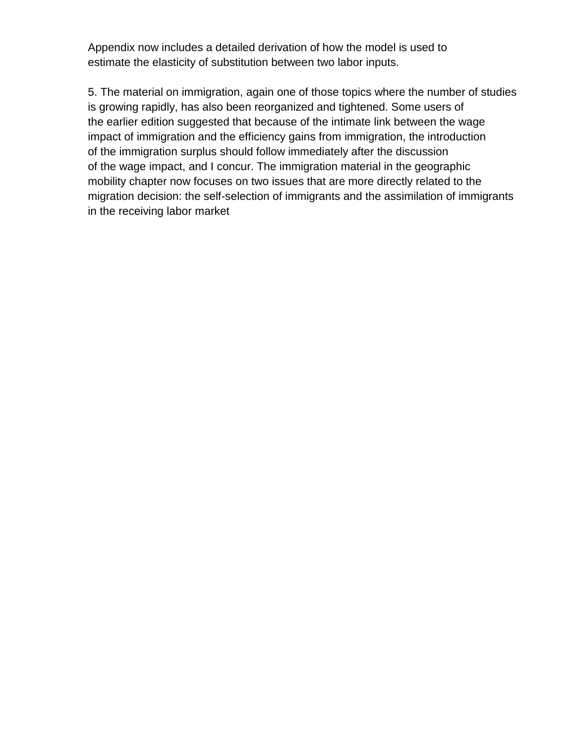Appendix now includes a detailed derivation of how the model is used to estimate the elasticity of substitution between two labor inputs.

5. The material on immigration, again one of those topics where the number of studies is growing rapidly, has also been reorganized and tightened. Some users of the earlier edition suggested that because of the intimate link between the wage impact of immigration and the efficiency gains from immigration, the introduction of the immigration surplus should follow immediately after the discussion of the wage impact, and I concur. The immigration material in the geographic mobility chapter now focuses on two issues that are more directly related to the migration decision: the self-selection of immigrants and the assimilation of immigrants in the receiving labor market